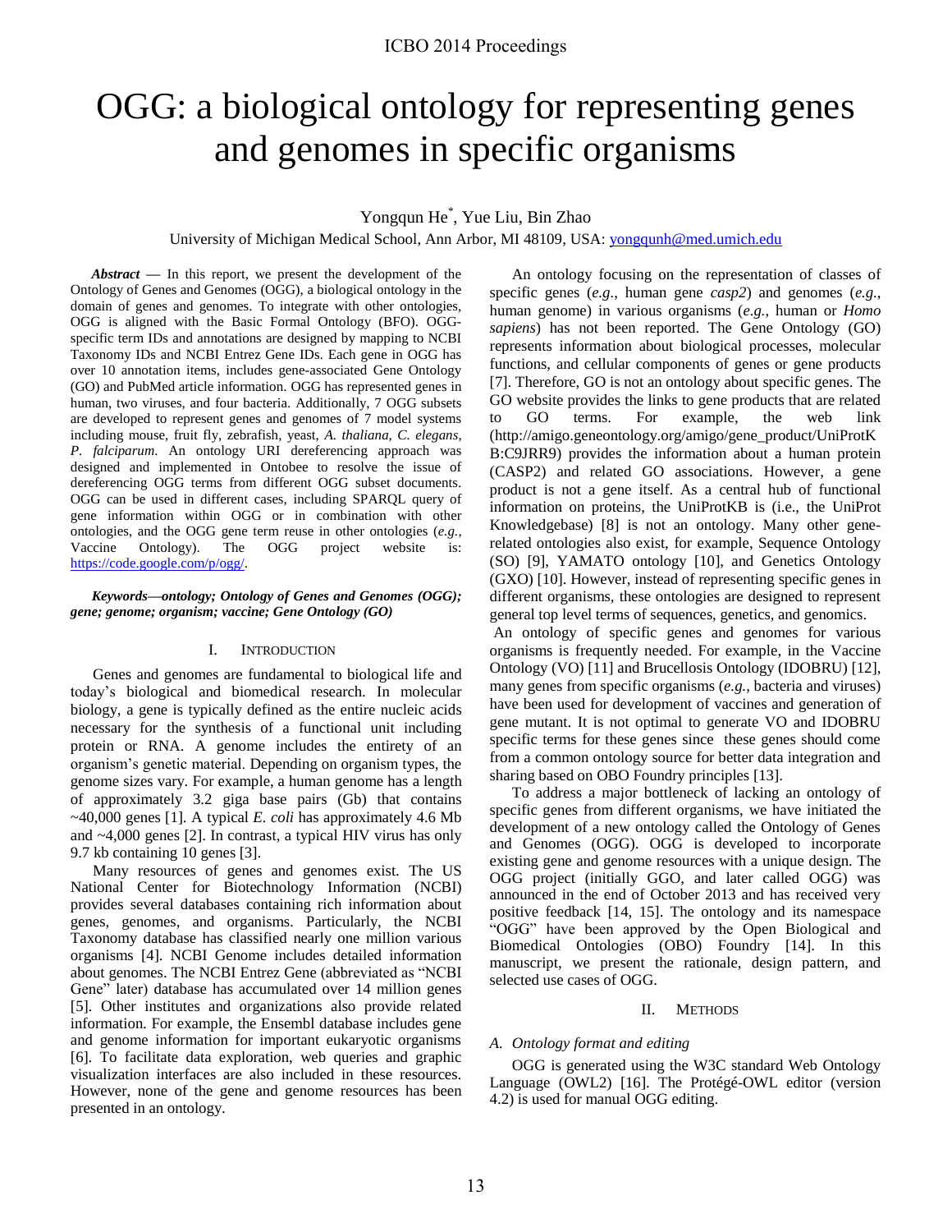# OGG: a biological ontology for representing genes and genomes in specific organisms

Yongqun He[*], Yue Liu, Bin Zhao

University of Michigan Medical School, Ann Arbor, MI 48109, USA: yongqunh@med.umich.edu

***Abstract*** — In this report, we present the development of the Ontology of Genes and Genomes (OGG), a biological ontology in the domain of genes and genomes. To integrate with other ontologies, OGG is aligned with the Basic Formal Ontology (BFO). OGG-specific term IDs and annotations are designed by mapping to NCBI Taxonomy IDs and NCBI Entrez Gene IDs. Each gene in OGG has over 10 annotation items, includes gene-associated Gene Ontology (GO) and PubMed article information. OGG has represented genes in human, two viruses, and four bacteria. Additionally, 7 OGG subsets are developed to represent genes and genomes of 7 model systems including mouse, fruit fly, zebrafish, yeast, *A. thaliana*, *C. elegans*, *P. falciparum*. An ontology URI dereferencing approach was designed and implemented in Ontobee to resolve the issue of dereferencing OGG terms from different OGG subset documents. OGG can be used in different cases, including SPARQL query of gene information within OGG or in combination with other ontologies, and the OGG gene term reuse in other ontologies (*e.g.*, Vaccine Ontology). The OGG project website is: https://code.google.com/p/ogg/.

***Keywords—ontology; Ontology of Genes and Genomes (OGG); gene; genome; organism; vaccine; Gene Ontology (GO)***

## I. Introduction

Genes and genomes are fundamental to biological life and today's biological and biomedical research. In molecular biology, a gene is typically defined as the entire nucleic acids necessary for the synthesis of a functional unit including protein or RNA. A genome includes the entirety of an organism's genetic material. Depending on organism types, the genome sizes vary. For example, a human genome has a length of approximately 3.2 giga base pairs (Gb) that contains ~40,000 genes [1]. A typical *E. coli* has approximately 4.6 Mb and ~4,000 genes [2]. In contrast, a typical HIV virus has only 9.7 kb containing 10 genes [3].

Many resources of genes and genomes exist. The US National Center for Biotechnology Information (NCBI) provides several databases containing rich information about genes, genomes, and organisms. Particularly, the NCBI Taxonomy database has classified nearly one million various organisms [4]. NCBI Genome includes detailed information about genomes. The NCBI Entrez Gene (abbreviated as "NCBI Gene" later) database has accumulated over 14 million genes [5]. Other institutes and organizations also provide related information. For example, the Ensembl database includes gene and genome information for important eukaryotic organisms [6]. To facilitate data exploration, web queries and graphic visualization interfaces are also included in these resources. However, none of the gene and genome resources has been presented in an ontology.

An ontology focusing on the representation of classes of specific genes (*e.g.*, human gene *casp2*) and genomes (*e.g.*, human genome) in various organisms (*e.g.*, human or *Homo sapiens*) has not been reported. The Gene Ontology (GO) represents information about biological processes, molecular functions, and cellular components of genes or gene products [7]. Therefore, GO is not an ontology about specific genes. The GO website provides the links to gene products that are related to GO terms. For example, the web link (http://amigo.geneontology.org/amigo/gene_product/UniProtKB:C9JRR9) provides the information about a human protein (CASP2) and related GO associations. However, a gene product is not a gene itself. As a central hub of functional information on proteins, the UniProtKB is (i.e., the UniProt Knowledgebase) [8] is not an ontology. Many other gene-related ontologies also exist, for example, Sequence Ontology (SO) [9], YAMATO ontology [10], and Genetics Ontology (GXO) [10]. However, instead of representing specific genes in different organisms, these ontologies are designed to represent general top level terms of sequences, genetics, and genomics.

An ontology of specific genes and genomes for various organisms is frequently needed. For example, in the Vaccine Ontology (VO) [11] and Brucellosis Ontology (IDOBRU) [12], many genes from specific organisms (*e.g.*, bacteria and viruses) have been used for development of vaccines and generation of gene mutant. It is not optimal to generate VO and IDOBRU specific terms for these genes since these genes should come from a common ontology source for better data integration and sharing based on OBO Foundry principles [13].

To address a major bottleneck of lacking an ontology of specific genes from different organisms, we have initiated the development of a new ontology called the Ontology of Genes and Genomes (OGG). OGG is developed to incorporate existing gene and genome resources with a unique design. The OGG project (initially GGO, and later called OGG) was announced in the end of October 2013 and has received very positive feedback [14, 15]. The ontology and its namespace "OGG" have been approved by the Open Biological and Biomedical Ontologies (OBO) Foundry [14]. In this manuscript, we present the rationale, design pattern, and selected use cases of OGG.

## II. Methods

### *A. Ontology format and editing*

OGG is generated using the W3C standard Web Ontology Language (OWL2) [16]. The Protégé-OWL editor (version 4.2) is used for manual OGG editing.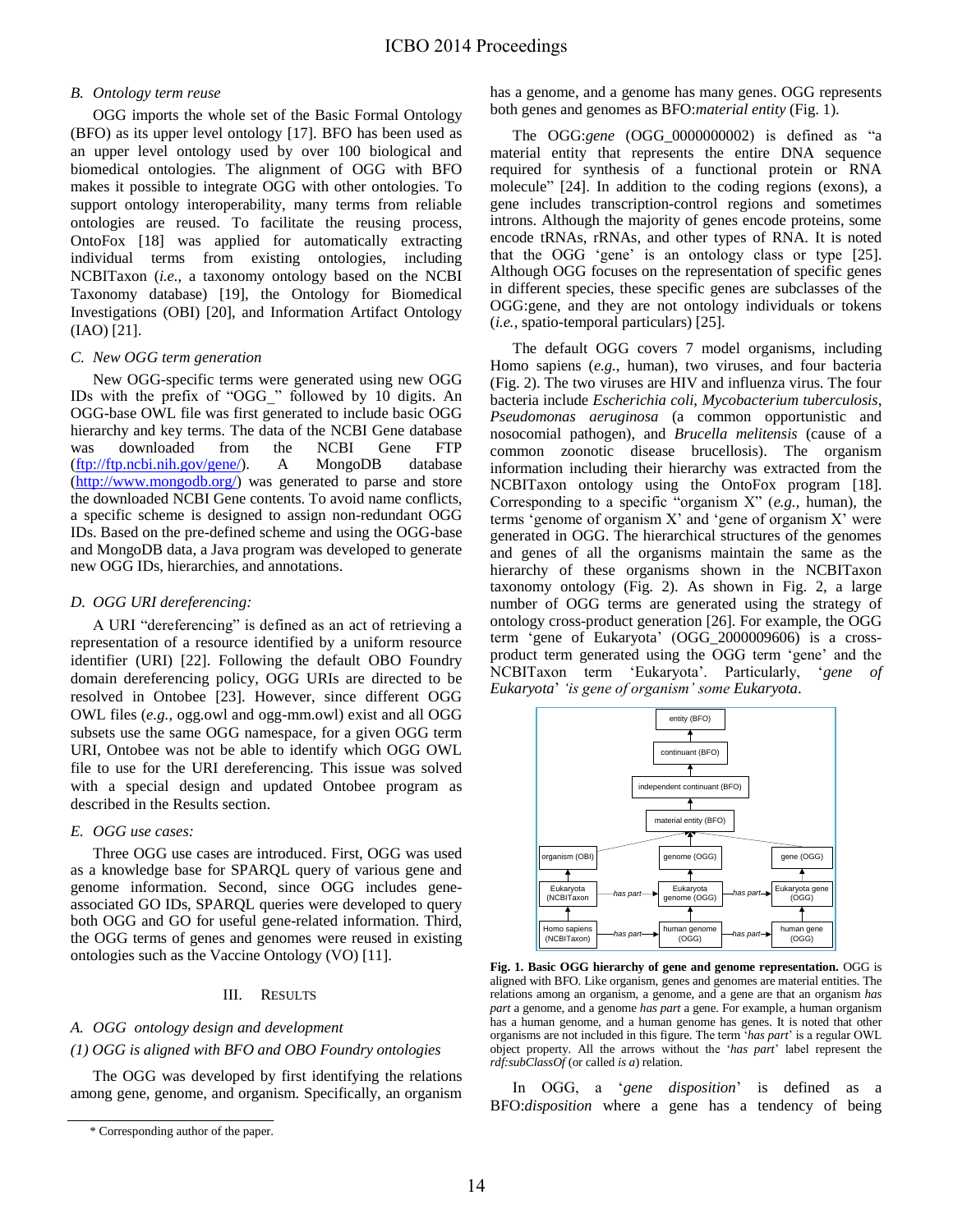### B. Ontology term reuse

OGG imports the whole set of the Basic Formal Ontology (BFO) as its upper level ontology [17]. BFO has been used as an upper level ontology used by over 100 biological and biomedical ontologies. The alignment of OGG with BFO makes it possible to integrate OGG with other ontologies. To support ontology interoperability, many terms from reliable ontologies are reused. To facilitate the reusing process, OntoFox [18] was applied for automatically extracting individual terms from existing ontologies, including NCBITaxon (*i.e.*, a taxonomy ontology based on the NCBI Taxonomy database) [19], the Ontology for Biomedical Investigations (OBI) [20], and Information Artifact Ontology (IAO) [21].

### C. New OGG term generation

New OGG-specific terms were generated using new OGG IDs with the prefix of "OGG_" followed by 10 digits. An OGG-base OWL file was first generated to include basic OGG hierarchy and key terms. The data of the NCBI Gene database was downloaded from the NCBI Gene FTP (ftp://ftp.ncbi.nih.gov/gene/). A MongoDB database (http://www.mongodb.org/) was generated to parse and store the downloaded NCBI Gene contents. To avoid name conflicts, a specific scheme is designed to assign non-redundant OGG IDs. Based on the pre-defined scheme and using the OGG-base and MongoDB data, a Java program was developed to generate new OGG IDs, hierarchies, and annotations.

### D. OGG URI dereferencing:

A URI "dereferencing" is defined as an act of retrieving a representation of a resource identified by a uniform resource identifier (URI) [22]. Following the default OBO Foundry domain dereferencing policy, OGG URIs are directed to be resolved in Ontobee [23]. However, since different OGG OWL files (*e.g.*, ogg.owl and ogg-mm.owl) exist and all OGG subsets use the same OGG namespace, for a given OGG term URI, Ontobee was not be able to identify which OGG OWL file to use for the URI dereferencing. This issue was solved with a special design and updated Ontobee program as described in the Results section.

### E. OGG use cases:

Three OGG use cases are introduced. First, OGG was used as a knowledge base for SPARQL query of various gene and genome information. Second, since OGG includes gene-associated GO IDs, SPARQL queries were developed to query both OGG and GO for useful gene-related information. Third, the OGG terms of genes and genomes were reused in existing ontologies such as the Vaccine Ontology (VO) [11].

## III. Results

### A. OGG ontology design and development

#### (1) OGG is aligned with BFO and OBO Foundry ontologies

The OGG was developed by first identifying the relations among gene, genome, and organism. Specifically, an organism has a genome, and a genome has many genes. OGG represents both genes and genomes as BFO:*material entity* (Fig. 1).

The OGG:*gene* (OGG_0000000002) is defined as "a material entity that represents the entire DNA sequence required for synthesis of a functional protein or RNA molecule" [24]. In addition to the coding regions (exons), a gene includes transcription-control regions and sometimes introns. Although the majority of genes encode proteins, some encode tRNAs, rRNAs, and other types of RNA. It is noted that the OGG 'gene' is an ontology class or type [25]. Although OGG focuses on the representation of specific genes in different species, these specific genes are subclasses of the OGG:gene, and they are not ontology individuals or tokens (*i.e.*, spatio-temporal particulars) [25].

The default OGG covers 7 model organisms, including Homo sapiens (*e.g.*, human), two viruses, and four bacteria (Fig. 2). The two viruses are HIV and influenza virus. The four bacteria include *Escherichia coli*, *Mycobacterium tuberculosis*, *Pseudomonas aeruginosa* (a common opportunistic and nosocomial pathogen), and *Brucella melitensis* (cause of a common zoonotic disease brucellosis). The organism information including their hierarchy was extracted from the NCBITaxon ontology using the OntoFox program [18]. Corresponding to a specific "organism X" (*e.g.*, human), the terms 'genome of organism X' and 'gene of organism X' were generated in OGG. The hierarchical structures of the genomes and genes of all the organisms maintain the same as the hierarchy of these organisms shown in the NCBITaxon taxonomy ontology (Fig. 2). As shown in Fig. 2, a large number of OGG terms are generated using the strategy of ontology cross-product generation [26]. For example, the OGG term 'gene of Eukaryota' (OGG_2000009606) is a cross-product term generated using the OGG term 'gene' and the NCBITaxon term 'Eukaryota'. Particularly, '*gene of Eukaryota*' *'is gene of organism' some Eukaryota*.

**Fig. 1. Basic OGG hierarchy of gene and genome representation.** OGG is aligned with BFO. Like organism, genes and genomes are material entities. The relations among an organism, a genome, and a gene are that an organism *has part* a genome, and a genome *has part* a gene. For example, a human organism has a human genome, and a human genome has genes. It is noted that other organisms are not included in this figure. The term '*has part*' is a regular OWL object property. All the arrows without the '*has part*' label represent the *rdf:subClassOf* (or called *is a*) relation.

In OGG, a '*gene disposition*' is defined as a BFO:*disposition* where a gene has a tendency of being

\* Corresponding author of the paper.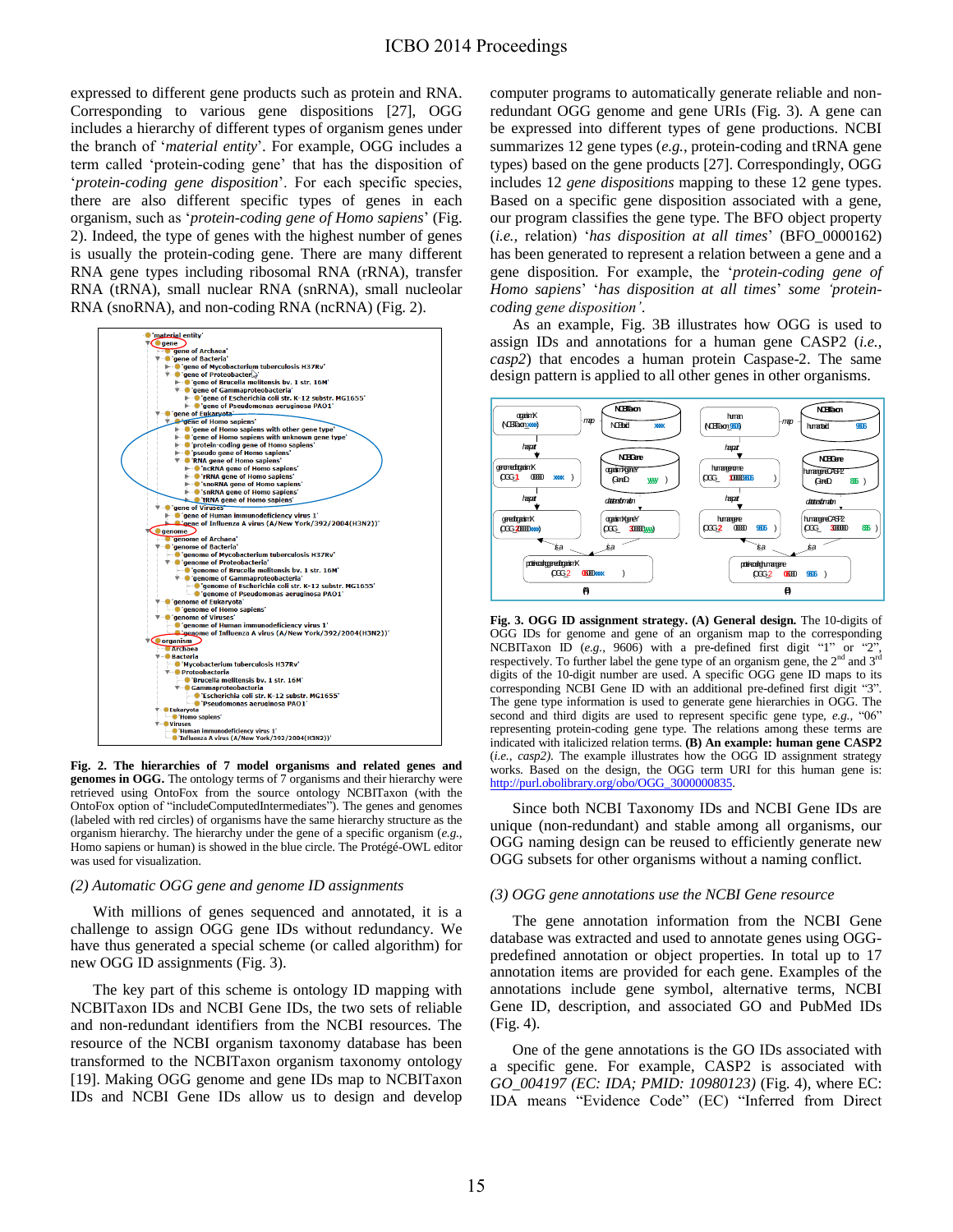expressed to different gene products such as protein and RNA. Corresponding to various gene dispositions [27], OGG includes a hierarchy of different types of organism genes under the branch of '*material entity*'. For example, OGG includes a term called 'protein-coding gene' that has the disposition of '*protein-coding gene disposition*'. For each specific species, there are also different specific types of genes in each organism, such as '*protein-coding gene of Homo sapiens*' (Fig. 2). Indeed, the type of genes with the highest number of genes is usually the protein-coding gene. There are many different RNA gene types including ribosomal RNA (rRNA), transfer RNA (tRNA), small nuclear RNA (snRNA), small nucleolar RNA (snoRNA), and non-coding RNA (ncRNA) (Fig. 2).

**Fig. 2. The hierarchies of 7 model organisms and related genes and genomes in OGG.** The ontology terms of 7 organisms and their hierarchy were retrieved using OntoFox from the source ontology NCBITaxon (with the OntoFox option of "includeComputedIntermediates"). The genes and genomes (labeled with red circles) of organisms have the same hierarchy structure as the organism hierarchy. The hierarchy under the gene of a specific organism (*e.g.*, Homo sapiens or human) is showed in the blue circle. The Protégé-OWL editor was used for visualization.

*(2) Automatic OGG gene and genome ID assignments*

With millions of genes sequenced and annotated, it is a challenge to assign OGG gene IDs without redundancy. We have thus generated a special scheme (or called algorithm) for new OGG ID assignments (Fig. 3).

The key part of this scheme is ontology ID mapping with NCBITaxon IDs and NCBI Gene IDs, the two sets of reliable and non-redundant identifiers from the NCBI resources. The resource of the NCBI organism taxonomy database has been transformed to the NCBITaxon organism taxonomy ontology [19]. Making OGG genome and gene IDs map to NCBITaxon IDs and NCBI Gene IDs allow us to design and develop computer programs to automatically generate reliable and non-redundant OGG genome and gene URIs (Fig. 3). A gene can be expressed into different types of gene productions. NCBI summarizes 12 gene types (*e.g.*, protein-coding and tRNA gene types) based on the gene products [27]. Correspondingly, OGG includes 12 *gene dispositions* mapping to these 12 gene types. Based on a specific gene disposition associated with a gene, our program classifies the gene type. The BFO object property (*i.e.*, relation) '*has disposition at all times*' (BFO_0000162) has been generated to represent a relation between a gene and a gene disposition. For example, the '*protein-coding gene of Homo sapiens*' '*has disposition at all times*' some '*protein-coding gene disposition*'.

As an example, Fig. 3B illustrates how OGG is used to assign IDs and annotations for a human gene CASP2 (*i.e.*, *casp2*) that encodes a human protein Caspase-2. The same design pattern is applied to all other genes in other organisms.

**Fig. 3. OGG ID assignment strategy. (A) General design.** The 10-digits of OGG IDs for genome and gene of an organism map to the corresponding NCBITaxon ID (*e.g.*, 9606) with a pre-defined first digit "1" or "2", respectively. To further label the gene type of an organism gene, the 2[nd] and 3[rd] digits of the 10-digit number are used. A specific OGG gene ID maps to its corresponding NCBI Gene ID with an additional pre-defined first digit "3". The gene type information is used to generate gene hierarchies in OGG. The second and third digits are used to represent specific gene type, *e.g.*, "06" representing protein-coding gene type. The relations among these terms are indicated with italicized relation terms. **(B) An example: human gene CASP2** (*i.e.*, *casp2*). The example illustrates how the OGG ID assignment strategy works. Based on the design, the OGG term URI for this human gene is: http://purl.obolibrary.org/obo/OGG_3000000835.

Since both NCBI Taxonomy IDs and NCBI Gene IDs are unique (non-redundant) and stable among all organisms, our OGG naming design can be reused to efficiently generate new OGG subsets for other organisms without a naming conflict.

*(3) OGG gene annotations use the NCBI Gene resource*

The gene annotation information from the NCBI Gene database was extracted and used to annotate genes using OGG-predefined annotation or object properties. In total up to 17 annotation items are provided for each gene. Examples of the annotations include gene symbol, alternative terms, NCBI Gene ID, description, and associated GO and PubMed IDs (Fig. 4).

One of the gene annotations is the GO IDs associated with a specific gene. For example, CASP2 is associated with *GO_004197 (EC: IDA; PMID: 10980123)* (Fig. 4), where EC: IDA means "Evidence Code" (EC) "Inferred from Direct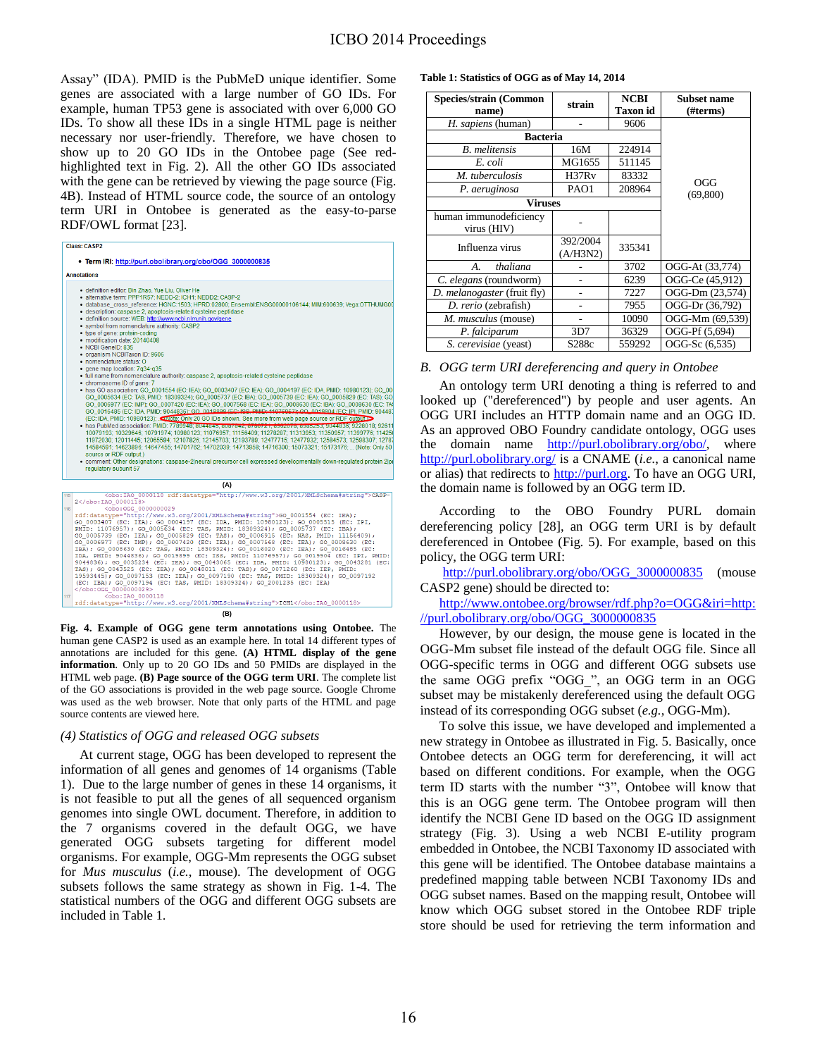Assay" (IDA). PMID is the PubMeD unique identifier. Some genes are associated with a large number of GO IDs. For example, human TP53 gene is associated with over 6,000 GO IDs. To show all these IDs in a single HTML page is neither necessary nor user-friendly. Therefore, we have chosen to show up to 20 GO IDs in the Ontobee page (See red-highlighted text in Fig. 2). All the other GO IDs associated with the gene can be retrieved by viewing the page source (Fig. 4B). Instead of HTML source code, the source of an ontology term URI in Ontobee is generated as the easy-to-parse RDF/OWL format [23].

**Fig. 4. Example of OGG gene term annotations using Ontobee.** The human gene CASP2 is used as an example here. In total 14 different types of annotations are included for this gene. **(A) HTML display of the gene information**. Only up to 20 GO IDs and 50 PMIDs are displayed in the HTML web page. **(B) Page source of the OGG term URI**. The complete list of the GO associations is provided in the web page source. Google Chrome was used as the web browser. Note that only parts of the HTML and page source contents are viewed here.

*(4) Statistics of OGG and released OGG subsets*

At current stage, OGG has been developed to represent the information of all genes and genomes of 14 organisms (Table 1). Due to the large number of genes in these 14 organisms, it is not feasible to put all the genes of all sequenced organism genomes into single OWL document. Therefore, in addition to the 7 organisms covered in the default OGG, we have generated OGG subsets targeting for different model organisms. For example, OGG-Mm represents the OGG subset for *Mus musculus* (*i.e.*, mouse). The development of OGG subsets follows the same strategy as shown in Fig. 1-4. The statistical numbers of the OGG and different OGG subsets are included in Table 1.

**Table 1: Statistics of OGG as of May 14, 2014**

| Species/strain (Common name) | strain | NCBI Taxon id | Subset name (#terms) |
|---|---|---|---|
| *H. sapiens* (human) | - | 9606 | OGG (69,800) |
| **Bacteria** | | | |
| *B. melitensis* | 16M | 224914 | |
| *E. coli* | MG1655 | 511145 | |
| *M. tuberculosis* | H37Rv | 83332 | |
| *P. aeruginosa* | PAO1 | 208964 | |
| **Viruses** | | | |
| human immunodeficiency virus (HIV) | - | | |
| Influenza virus | 392/2004 (A/H3N2) | 335341 | |
| *A. thaliana* | - | 3702 | OGG-At (33,774) |
| *C. elegans* (roundworm) | - | 6239 | OGG-Ce (45,912) |
| *D. melanogaster* (fruit fly) | - | 7227 | OGG-Dm (23,574) |
| *D. rerio* (zebrafish) | - | 7955 | OGG-Dr (36,792) |
| *M. musculus* (mouse) | - | 10090 | OGG-Mm (69,539) |
| *P. falciparum* | 3D7 | 36329 | OGG-Pf (5,694) |
| *S. cerevisiae* (yeast) | S288c | 559292 | OGG-Sc (6,535) |

*B. OGG term URI dereferencing and query in Ontobee*

An ontology term URI denoting a thing is referred to and looked up ("dereferenced") by people and user agents. An OGG URI includes an HTTP domain name and an OGG ID. As an approved OBO Foundry candidate ontology, OGG uses the domain name http://purl.obolibrary.org/obo/, where http://purl.obolibrary.org/ is a CNAME (*i.e.*, a canonical name or alias) that redirects to http://purl.org. To have an OGG URI, the domain name is followed by an OGG term ID.

According to the OBO Foundry PURL domain dereferencing policy [28], an OGG term URI is by default dereferenced in Ontobee (Fig. 5). For example, based on this policy, the OGG term URI:

http://purl.obolibrary.org/obo/OGG_3000000835 (mouse CASP2 gene) should be directed to:

http://www.ontobee.org/browser/rdf.php?o=OGG&iri=http://purl.obolibrary.org/obo/OGG_3000000835

However, by our design, the mouse gene is located in the OGG-Mm subset file instead of the default OGG file. Since all OGG-specific terms in OGG and different OGG subsets use the same OGG prefix "OGG_", an OGG term in an OGG subset may be mistakenly dereferenced using the default OGG instead of its corresponding OGG subset (*e.g.*, OGG-Mm).

To solve this issue, we have developed and implemented a new strategy in Ontobee as illustrated in Fig. 5. Basically, once Ontobee detects an OGG term for dereferencing, it will act based on different conditions. For example, when the OGG term ID starts with the number "3", Ontobee will know that this is an OGG gene term. The Ontobee program will then identify the NCBI Gene ID based on the OGG ID assignment strategy (Fig. 3). Using a web NCBI E-utility program embedded in Ontobee, the NCBI Taxonomy ID associated with this gene will be identified. The Ontobee database maintains a predefined mapping table between NCBI Taxonomy IDs and OGG subset names. Based on the mapping result, Ontobee will know which OGG subset stored in the Ontobee RDF triple store should be used for retrieving the term information and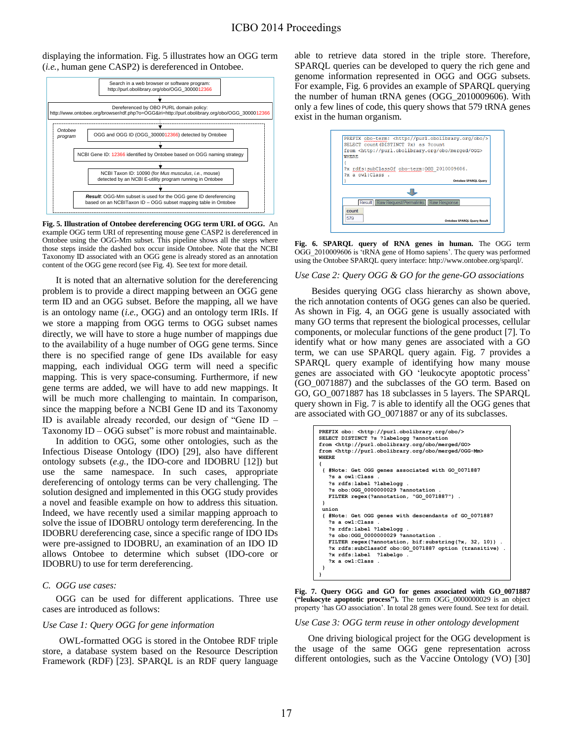displaying the information. Fig. 5 illustrates how an OGG term (*i.e.*, human gene CASP2) is dereferenced in Ontobee.

```
Search in a web browser or software program:
http://purl.obolibrary.org/obo/OGG_3000012366
        ↓
Dereferenced by OBO PURL domain policy:
http://www.ontobee.org/browser/rdf.php?o=OGG&iri=http://purl.obolibrary.org/obo/OGG_3000012366
        ↓
Ontobee program:
  OGG and OGG ID (OGG_3000012366) detected by Ontobee
        ↓
  NCBI Gene ID: 12366 identified by Ontobee based on OGG naming strategy
        ↓
  NCBI Taxon ID: 10090 (for Mus musculus, i.e., mouse)
  detected by an NCBI E-utility program running in Ontobee
        ↓
  Result: OGG-Mm subset is used for the OGG gene ID dereferencing
  based on an NCBITaxon ID – OGG subset mapping table in Ontobee
```

**Fig. 5. Illustration of Ontobee dereferencing OGG term URI. of OGG.** An example OGG term URI of representing mouse gene CASP2 is dereferenced in Ontobee using the OGG-Mm subset. This pipeline shows all the steps where those steps inside the dashed box occur inside Ontobee. Note that the NCBI Taxonomy ID associated with an OGG gene is already stored as an annotation content of the OGG gene record (see Fig. 4). See text for more detail.

It is noted that an alternative solution for the dereferencing problem is to provide a direct mapping between an OGG gene term ID and an OGG subset. Before the mapping, all we have is an ontology name (*i.e.*, OGG) and an ontology term IRIs. If we store a mapping from OGG terms to OGG subset names directly, we will have to store a huge number of mappings due to the availability of a huge number of OGG gene terms. Since there is no specified range of gene IDs available for easy mapping, each individual OGG term will need a specific mapping. This is very space-consuming. Furthermore, if new gene terms are added, we will have to add new mappings. It will be much more challenging to maintain. In comparison, since the mapping before a NCBI Gene ID and its Taxonomy ID is available already recorded, our design of "Gene ID – Taxonomy ID – OGG subset" is more robust and maintainable.

In addition to OGG, some other ontologies, such as the Infectious Disease Ontology (IDO) [29], also have different ontology subsets (*e.g.*, the IDO-core and IDOBRU [12]) but use the same namespace. In such cases, appropriate dereferencing of ontology terms can be very challenging. The solution designed and implemented in this OGG study provides a novel and feasible example on how to address this situation. Indeed, we have recently used a similar mapping approach to solve the issue of IDOBRU ontology term dereferencing. In the IDOBRU dereferencing case, since a specific range of IDO IDs were pre-assigned to IDOBRU, an examination of an IDO ID allows Ontobee to determine which subset (IDO-core or IDOBRU) to use for term dereferencing.

### *C. OGG use cases:*

OGG can be used for different applications. Three use cases are introduced as follows:

#### *Use Case 1: Query OGG for gene information*

OWL-formatted OGG is stored in the Ontobee RDF triple store, a database system based on the Resource Description Framework (RDF) [23]. SPARQL is an RDF query language able to retrieve data stored in the triple store. Therefore, SPARQL queries can be developed to query the rich gene and genome information represented in OGG and OGG subsets. For example, Fig. 6 provides an example of SPARQL querying the number of human tRNA genes (OGG_2010009606). With only a few lines of code, this query shows that 579 tRNA genes exist in the human organism.

```
PREFIX obo-term: <http://purl.obolibrary.org/obo/>
SELECT count(DISTINCT ?x) as ?count
from <http://purl.obolibrary.org/obo/merged/OGG>
WHERE
{
?x rdfs:subClassOf obo-term:OGG_2010009606.
?x a owl:Class .
}
```
Ontobee SPARQL Query

| count |
| --- |
| 579 |

Ontobee SPARQL Query Result

**Fig. 6. SPARQL query of RNA genes in human.** The OGG term OGG_2010009606 is 'tRNA gene of Homo sapiens'. The query was performed using the Ontobee SPARQL query interface: http://www.ontobee.org/sparql/.

#### *Use Case 2: Query OGG & GO for the gene-GO associations*

Besides querying OGG class hierarchy as shown above, the rich annotation contents of OGG genes can also be queried. As shown in Fig. 4, an OGG gene is usually associated with many GO terms that represent the biological processes, cellular components, or molecular functions of the gene product [7]. To identify what or how many genes are associated with a GO term, we can use SPARQL query again. Fig. 7 provides a SPARQL query example of identifying how many mouse genes are associated with GO 'leukocyte apoptotic process' (GO_0071887) and the subclasses of the GO term. Based on GO, GO_0071887 has 18 subclasses in 5 layers. The SPARQL query shown in Fig. 7 is able to identify all the OGG genes that are associated with GO_0071887 or any of its subclasses.

```
PREFIX obo: <http://purl.obolibrary.org/obo/>
SELECT DISTINCT ?s ?labelogg ?annotation
from <http://purl.obolibrary.org/obo/merged/GO>
from <http://purl.obolibrary.org/obo/merged/OGG-Mm>
WHERE
{
 { #Note: Get OGG genes associated with GO_0071887
   ?s a owl:Class .
   ?s rdfs:label ?labelogg .
   ?s obo:OGG_0000000029 ?annotation .
   FILTER regex(?annotation, "GO_0071887") .
 }
 union
 { #Note: Get OGG genes with descendants of GO_0071887
   ?s a owl:Class .
   ?s rdfs:label ?labelogg .
   ?s obo:OGG_0000000029 ?annotation .
   FILTER regex(?annotation, bif:substring(?x, 32, 10)) .
   ?x rdfs:subClassOf obo:GO_0071887 option (transitive) .
   ?x rdfs:label  ?labelgo .
   ?x a owl:Class .
 }
}
```

**Fig. 7. Query OGG and GO for genes associated with GO_0071887 ("leukocyte apoptotic process").** The term OGG_0000000029 is an object property 'has GO association'. In total 28 genes were found. See text for detail.

#### *Use Case 3: OGG term reuse in other ontology development*

One driving biological project for the OGG development is the usage of the same OGG gene representation across different ontologies, such as the Vaccine Ontology (VO) [30]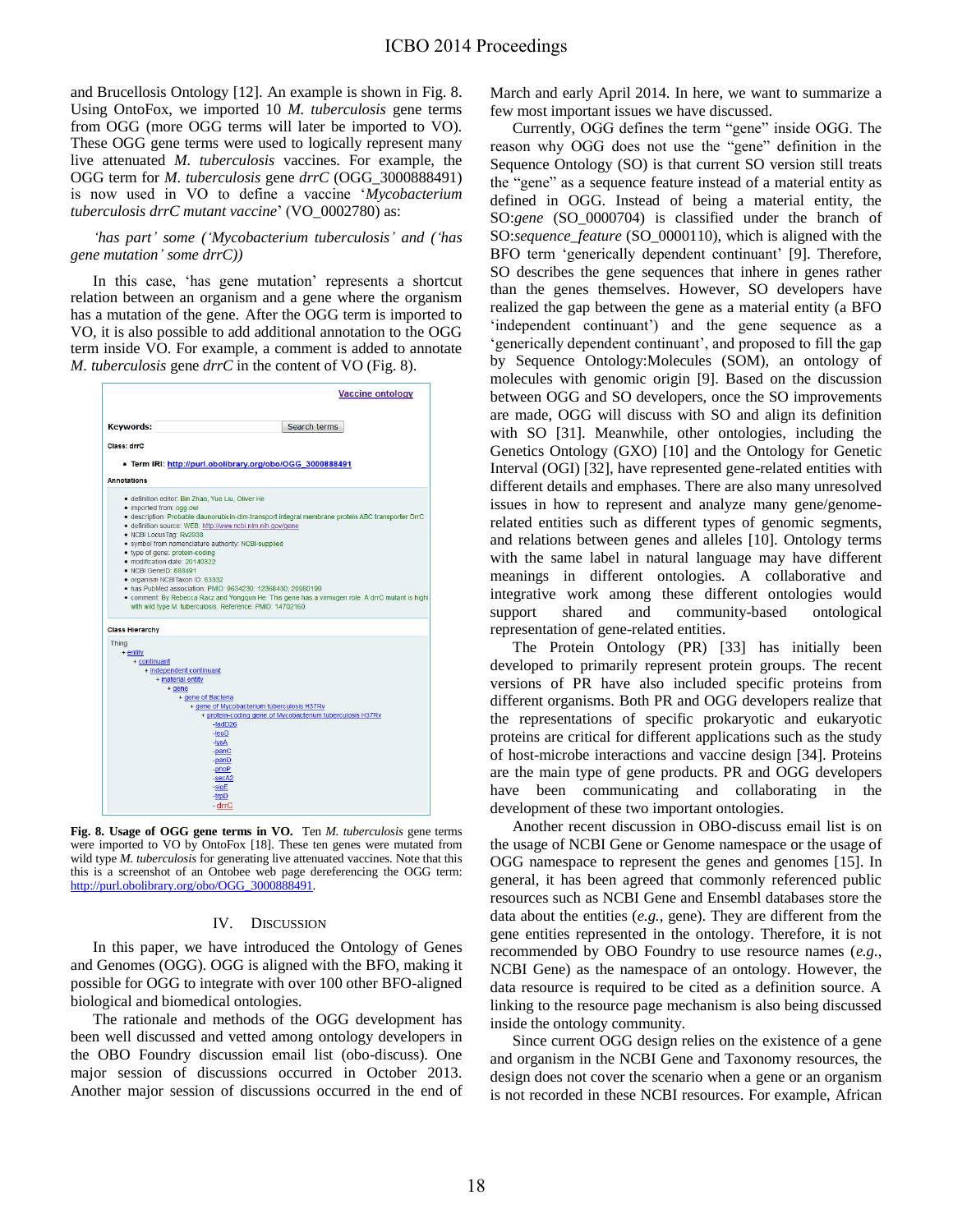and Brucellosis Ontology [12]. An example is shown in Fig. 8. Using OntoFox, we imported 10 *M. tuberculosis* gene terms from OGG (more OGG terms will later be imported to VO). These OGG gene terms were used to logically represent many live attenuated *M. tuberculosis* vaccines. For example, the OGG term for *M. tuberculosis* gene *drrC* (OGG_3000888491) is now used in VO to define a vaccine '*Mycobacterium tuberculosis drrC mutant vaccine*' (VO_0002780) as:

*'has part' some ('Mycobacterium tuberculosis' and ('has gene mutation' some drrC))*

In this case, 'has gene mutation' represents a shortcut relation between an organism and a gene where the organism has a mutation of the gene. After the OGG term is imported to VO, it is also possible to add additional annotation to the OGG term inside VO. For example, a comment is added to annotate *M. tuberculosis* gene *drrC* in the content of VO (Fig. 8).

**Fig. 8. Usage of OGG gene terms in VO.** Ten *M. tuberculosis* gene terms were imported to VO by OntoFox [18]. These ten genes were mutated from wild type *M. tuberculosis* for generating live attenuated vaccines. Note that this this is a screenshot of an Ontobee web page dereferencing the OGG term: http://purl.obolibrary.org/obo/OGG_3000888491.

## IV. Discussion

In this paper, we have introduced the Ontology of Genes and Genomes (OGG). OGG is aligned with the BFO, making it possible for OGG to integrate with over 100 other BFO-aligned biological and biomedical ontologies.

The rationale and methods of the OGG development has been well discussed and vetted among ontology developers in the OBO Foundry discussion email list (obo-discuss). One major session of discussions occurred in October 2013. Another major session of discussions occurred in the end of March and early April 2014. In here, we want to summarize a few most important issues we have discussed.

Currently, OGG defines the term "gene" inside OGG. The reason why OGG does not use the "gene" definition in the Sequence Ontology (SO) is that current SO version still treats the "gene" as a sequence feature instead of a material entity as defined in OGG. Instead of being a material entity, the SO:*gene* (SO_0000704) is classified under the branch of SO:*sequence_feature* (SO_0000110), which is aligned with the BFO term 'generically dependent continuant' [9]. Therefore, SO describes the gene sequences that inhere in genes rather than the genes themselves. However, SO developers have realized the gap between the gene as a material entity (a BFO 'independent continuant') and the gene sequence as a 'generically dependent continuant', and proposed to fill the gap by Sequence Ontology:Molecules (SOM), an ontology of molecules with genomic origin [9]. Based on the discussion between OGG and SO developers, once the SO improvements are made, OGG will discuss with SO and align its definition with SO [31]. Meanwhile, other ontologies, including the Genetics Ontology (GXO) [10] and the Ontology for Genetic Interval (OGI) [32], have represented gene-related entities with different details and emphases. There are also many unresolved issues in how to represent and analyze many gene/genome-related entities such as different types of genomic segments, and relations between genes and alleles [10]. Ontology terms with the same label in natural language may have different meanings in different ontologies. A collaborative and integrative work among these different ontologies would support shared and community-based ontological representation of gene-related entities.

The Protein Ontology (PR) [33] has initially been developed to primarily represent protein groups. The recent versions of PR have also included specific proteins from different organisms. Both PR and OGG developers realize that the representations of specific prokaryotic and eukaryotic proteins are critical for different applications such as the study of host-microbe interactions and vaccine design [34]. Proteins are the main type of gene products. PR and OGG developers have been communicating and collaborating in the development of these two important ontologies.

Another recent discussion in OBO-discuss email list is on the usage of NCBI Gene or Genome namespace or the usage of OGG namespace to represent the genes and genomes [15]. In general, it has been agreed that commonly referenced public resources such as NCBI Gene and Ensembl databases store the data about the entities (*e.g.*, gene). They are different from the gene entities represented in the ontology. Therefore, it is not recommended by OBO Foundry to use resource names (*e.g.*, NCBI Gene) as the namespace of an ontology. However, the data resource is required to be cited as a definition source. A linking to the resource page mechanism is also being discussed inside the ontology community.

Since current OGG design relies on the existence of a gene and organism in the NCBI Gene and Taxonomy resources, the design does not cover the scenario when a gene or an organism is not recorded in these NCBI resources. For example, African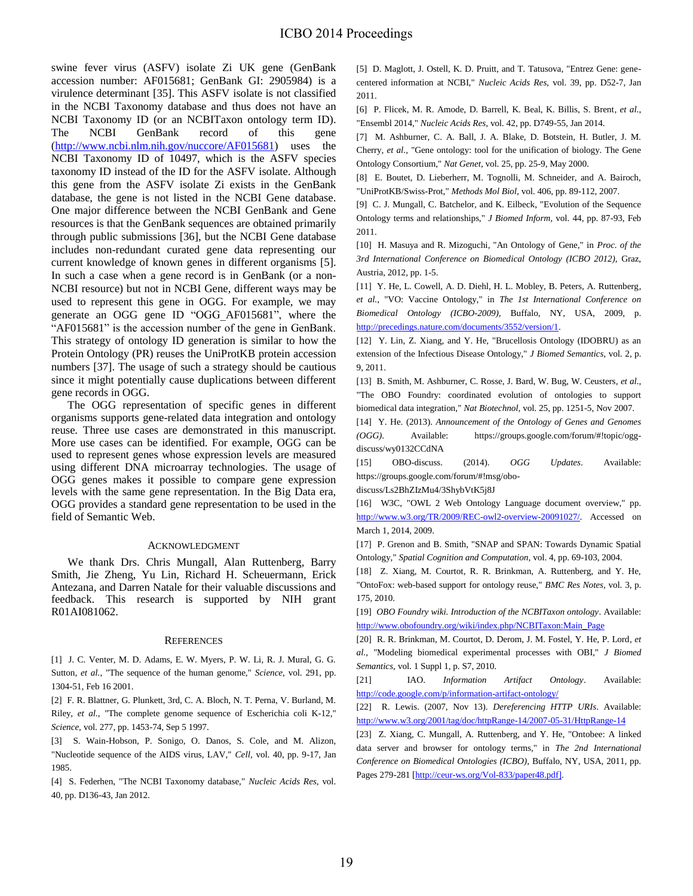swine fever virus (ASFV) isolate Zi UK gene (GenBank accession number: AF015681; GenBank GI: 2905984) is a virulence determinant [35]. This ASFV isolate is not classified in the NCBI Taxonomy database and thus does not have an NCBI Taxonomy ID (or an NCBITaxon ontology term ID). The NCBI GenBank record of this gene (http://www.ncbi.nlm.nih.gov/nuccore/AF015681) uses the NCBI Taxonomy ID of 10497, which is the ASFV species taxonomy ID instead of the ID for the ASFV isolate. Although this gene from the ASFV isolate Zi exists in the GenBank database, the gene is not listed in the NCBI Gene database. One major difference between the NCBI GenBank and Gene resources is that the GenBank sequences are obtained primarily through public submissions [36], but the NCBI Gene database includes non-redundant curated gene data representing our current knowledge of known genes in different organisms [5]. In such a case when a gene record is in GenBank (or a non-NCBI resource) but not in NCBI Gene, different ways may be used to represent this gene in OGG. For example, we may generate an OGG gene ID "OGG_AF015681", where the "AF015681" is the accession number of the gene in GenBank. This strategy of ontology ID generation is similar to how the Protein Ontology (PR) reuses the UniProtKB protein accession numbers [37]. The usage of such a strategy should be cautious since it might potentially cause duplications between different gene records in OGG.

The OGG representation of specific genes in different organisms supports gene-related data integration and ontology reuse. Three use cases are demonstrated in this manuscript. More use cases can be identified. For example, OGG can be used to represent genes whose expression levels are measured using different DNA microarray technologies. The usage of OGG genes makes it possible to compare gene expression levels with the same gene representation. In the Big Data era, OGG provides a standard gene representation to be used in the field of Semantic Web.

## Acknowledgment

We thank Drs. Chris Mungall, Alan Ruttenberg, Barry Smith, Jie Zheng, Yu Lin, Richard H. Scheuermann, Erick Antezana, and Darren Natale for their valuable discussions and feedback. This research is supported by NIH grant R01AI081062.

## References

[1] J. C. Venter, M. D. Adams, E. W. Myers, P. W. Li, R. J. Mural, G. G. Sutton, *et al.*, "The sequence of the human genome," *Science*, vol. 291, pp. 1304-51, Feb 16 2001.

[2] F. R. Blattner, G. Plunkett, 3rd, C. A. Bloch, N. T. Perna, V. Burland, M. Riley, *et al.*, "The complete genome sequence of Escherichia coli K-12," *Science*, vol. 277, pp. 1453-74, Sep 5 1997.

[3] S. Wain-Hobson, P. Sonigo, O. Danos, S. Cole, and M. Alizon, "Nucleotide sequence of the AIDS virus, LAV," *Cell*, vol. 40, pp. 9-17, Jan 1985.

[4] S. Federhen, "The NCBI Taxonomy database," *Nucleic Acids Res*, vol. 40, pp. D136-43, Jan 2012.

[5] D. Maglott, J. Ostell, K. D. Pruitt, and T. Tatusova, "Entrez Gene: gene-centered information at NCBI," *Nucleic Acids Res*, vol. 39, pp. D52-7, Jan 2011.

[6] P. Flicek, M. R. Amode, D. Barrell, K. Beal, K. Billis, S. Brent, *et al.*, "Ensembl 2014," *Nucleic Acids Res*, vol. 42, pp. D749-55, Jan 2014.

[7] M. Ashburner, C. A. Ball, J. A. Blake, D. Botstein, H. Butler, J. M. Cherry, *et al.*, "Gene ontology: tool for the unification of biology. The Gene Ontology Consortium," *Nat Genet*, vol. 25, pp. 25-9, May 2000.

[8] E. Boutet, D. Lieberherr, M. Tognolli, M. Schneider, and A. Bairoch, "UniProtKB/Swiss-Prot," *Methods Mol Biol*, vol. 406, pp. 89-112, 2007.

[9] C. J. Mungall, C. Batchelor, and K. Eilbeck, "Evolution of the Sequence Ontology terms and relationships," *J Biomed Inform*, vol. 44, pp. 87-93, Feb 2011.

[10] H. Masuya and R. Mizoguchi, "An Ontology of Gene," in *Proc. of the 3rd International Conference on Biomedical Ontology (ICBO 2012)*, Graz, Austria, 2012, pp. 1-5.

[11] Y. He, L. Cowell, A. D. Diehl, H. L. Mobley, B. Peters, A. Ruttenberg, *et al.*, "VO: Vaccine Ontology," in *The 1st International Conference on Biomedical Ontology (ICBO-2009)*, Buffalo, NY, USA, 2009, p. http://precedings.nature.com/documents/3552/version/1.

[12] Y. Lin, Z. Xiang, and Y. He, "Brucellosis Ontology (IDOBRU) as an extension of the Infectious Disease Ontology," *J Biomed Semantics*, vol. 2, p. 9, 2011.

[13] B. Smith, M. Ashburner, C. Rosse, J. Bard, W. Bug, W. Ceusters, *et al.*, "The OBO Foundry: coordinated evolution of ontologies to support biomedical data integration," *Nat Biotechnol*, vol. 25, pp. 1251-5, Nov 2007.

[14] Y. He. (2013). *Announcement of the Ontology of Genes and Genomes (OGG)*. Available: https://groups.google.com/forum/#!topic/ogg-discuss/wy0132CCdNA

[15] OBO-discuss. (2014). *OGG Updates*. Available: https://groups.google.com/forum/#!msg/obo-discuss/Ls2BhZIzMu4/3ShybVtK5j8J

[16] W3C, "OWL 2 Web Ontology Language document overview," pp. http://www.w3.org/TR/2009/REC-owl2-overview-20091027/. Accessed on March 1, 2014, 2009.

[17] P. Grenon and B. Smith, "SNAP and SPAN: Towards Dynamic Spatial Ontology," *Spatial Cognition and Computation*, vol. 4, pp. 69-103, 2004.

[18] Z. Xiang, M. Courtot, R. R. Brinkman, A. Ruttenberg, and Y. He, "OntoFox: web-based support for ontology reuse," *BMC Res Notes*, vol. 3, p. 175, 2010.

[19] *OBO Foundry wiki. Introduction of the NCBITaxon ontology*. Available: http://www.obofoundry.org/wiki/index.php/NCBITaxon:Main_Page

[20] R. R. Brinkman, M. Courtot, D. Derom, J. M. Fostel, Y. He, P. Lord, *et al.*, "Modeling biomedical experimental processes with OBI," *J Biomed Semantics*, vol. 1 Suppl 1, p. S7, 2010.

[21] IAO. *Information Artifact Ontology*. Available: http://code.google.com/p/information-artifact-ontology/

[22] R. Lewis. (2007, Nov 13). *Dereferencing HTTP URIs*. Available: http://www.w3.org/2001/tag/doc/httpRange-14/2007-05-31/HttpRange-14

[23] Z. Xiang, C. Mungall, A. Ruttenberg, and Y. He, "Ontobee: A linked data server and browser for ontology terms," in *The 2nd International Conference on Biomedical Ontologies (ICBO)*, Buffalo, NY, USA, 2011, pp. Pages 279-281 [http://ceur-ws.org/Vol-833/paper48.pdf].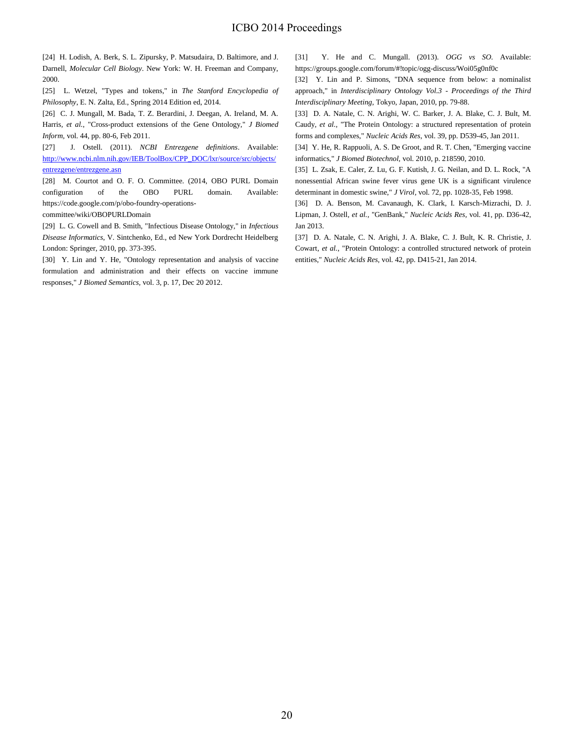[24] H. Lodish, A. Berk, S. L. Zipursky, P. Matsudaira, D. Baltimore, and J. Darnell, *Molecular Cell Biology*. New York: W. H. Freeman and Company, 2000.

[25] L. Wetzel, "Types and tokens," in *The Stanford Encyclopedia of Philosophy*, E. N. Zalta, Ed., Spring 2014 Edition ed, 2014.

[26] C. J. Mungall, M. Bada, T. Z. Berardini, J. Deegan, A. Ireland, M. A. Harris, *et al.*, "Cross-product extensions of the Gene Ontology," *J Biomed Inform*, vol. 44, pp. 80-6, Feb 2011.

[27] J. Ostell. (2011). *NCBI Entrezgene definitions*. Available: http://www.ncbi.nlm.nih.gov/IEB/ToolBox/CPP_DOC/lxr/source/src/objects/entrezgene/entrezgene.asn

[28] M. Courtot and O. F. O. Committee. (2014, OBO PURL Domain configuration of the OBO PURL domain. Available: https://code.google.com/p/obo-foundry-operations-committee/wiki/OBOPURLDomain

[29] L. G. Cowell and B. Smith, "Infectious Disease Ontology," in *Infectious Disease Informatics*, V. Sintchenko, Ed., ed New York Dordrecht Heidelberg London: Springer, 2010, pp. 373-395.

[30] Y. Lin and Y. He, "Ontology representation and analysis of vaccine formulation and administration and their effects on vaccine immune responses," *J Biomed Semantics*, vol. 3, p. 17, Dec 20 2012.

[31] Y. He and C. Mungall. (2013). *OGG vs SO*. Available: https://groups.google.com/forum/#!topic/ogg-discuss/Woi05g0nf0c

[32] Y. Lin and P. Simons, "DNA sequence from below: a nominalist approach," in *Interdisciplinary Ontology Vol.3 - Proceedings of the Third Interdisciplinary Meeting*, Tokyo, Japan, 2010, pp. 79-88.

[33] D. A. Natale, C. N. Arighi, W. C. Barker, J. A. Blake, C. J. Bult, M. Caudy, *et al.*, "The Protein Ontology: a structured representation of protein forms and complexes," *Nucleic Acids Res*, vol. 39, pp. D539-45, Jan 2011.

[34] Y. He, R. Rappuoli, A. S. De Groot, and R. T. Chen, "Emerging vaccine informatics," *J Biomed Biotechnol*, vol. 2010, p. 218590, 2010.

[35] L. Zsak, E. Caler, Z. Lu, G. F. Kutish, J. G. Neilan, and D. L. Rock, "A nonessential African swine fever virus gene UK is a significant virulence determinant in domestic swine," *J Virol*, vol. 72, pp. 1028-35, Feb 1998.

[36] D. A. Benson, M. Cavanaugh, K. Clark, I. Karsch-Mizrachi, D. J. Lipman, J. Ostell, *et al.*, "GenBank," *Nucleic Acids Res*, vol. 41, pp. D36-42, Jan 2013.

[37] D. A. Natale, C. N. Arighi, J. A. Blake, C. J. Bult, K. R. Christie, J. Cowart, *et al.*, "Protein Ontology: a controlled structured network of protein entities," *Nucleic Acids Res*, vol. 42, pp. D415-21, Jan 2014.